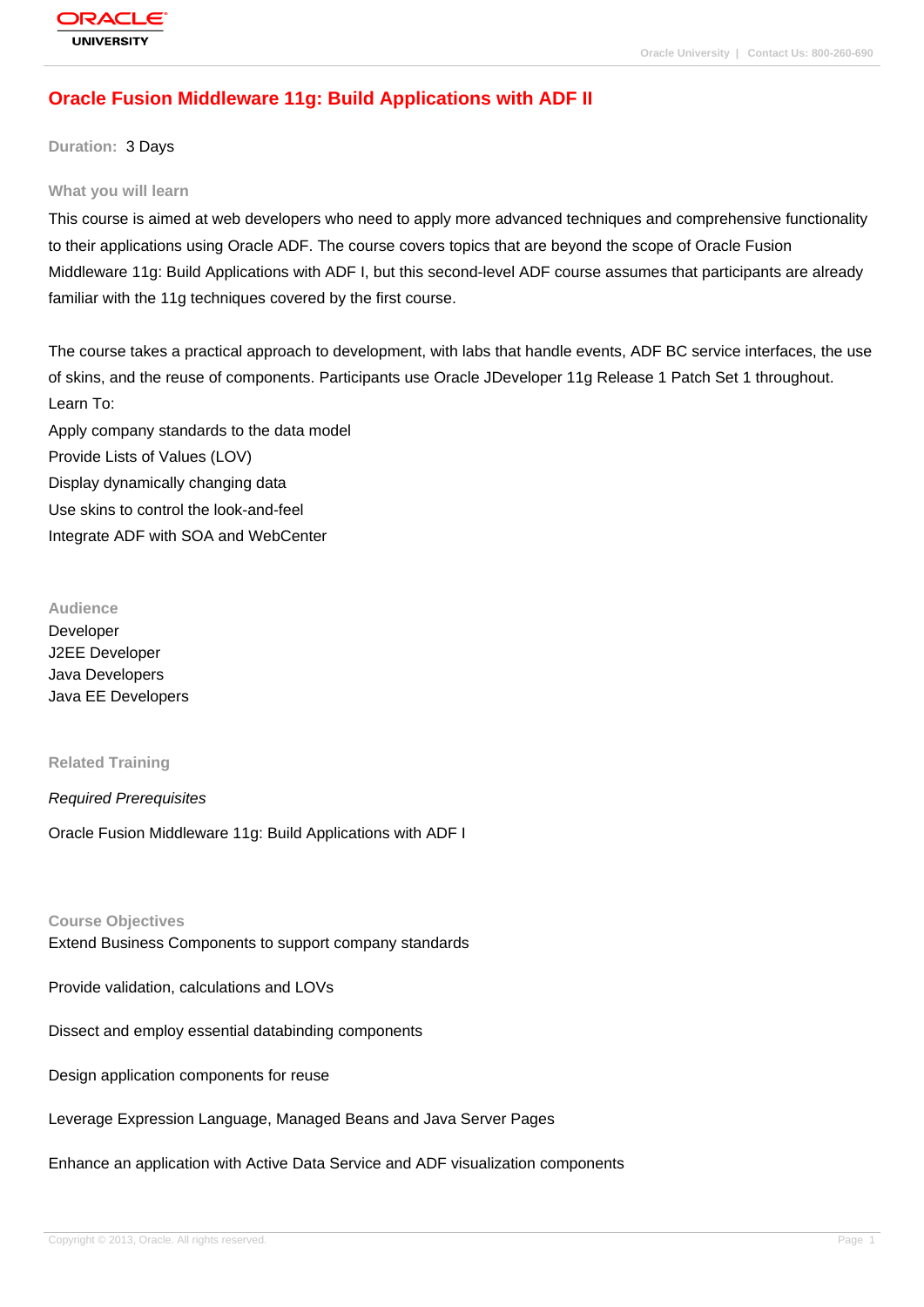# Oracle Fusion Middleware 11g: Build Applications with ADF II

**Duration:** 3 Days

## What you will learn

This course is aimed at web developers who need to apply more advanced techniques and comprehensive functionality to their applications using Oracle ADF. The course covers topics that are beyond the scope of Oracle Fusion Middleware 11g: Build Applications with ADF I, but this second-level ADF course assumes that participants are already familiar with the 11g techniques covered by the first course.

The course takes a practical approach to development, with labs that handle events, ADF BC service interfaces, the use of skins, and the reuse of components. Participants use Oracle JDeveloper 11g Release 1 Patch Set 1 throughout.

Learn To:

Apply company standards to the data model

Provide Lists of Values (LOV)

Display dynamically changing data

Use skins to control the look-and-feel

Integrate ADF with SOA and WebCenter

## Audience

Developer

J2EE Developer

Java Developers

Java EE Developers

## Related Training

*Required Prerequisites*

Oracle Fusion Middleware 11g: Build Applications with ADF I

## Course Objectives

Extend Business Components to support company standards

Provide validation, calculations and LOVs

Dissect and employ essential databinding components

Design application components for reuse

Leverage Expression Language, Managed Beans and Java Server Pages

Enhance an application with Active Data Service and ADF visualization components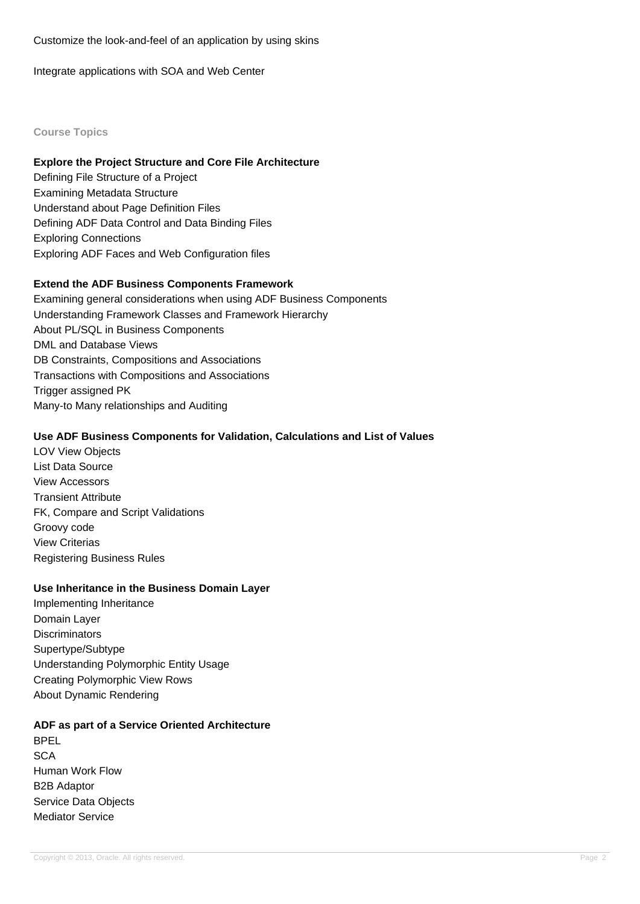Customize the look-and-feel of an application by using skins

Integrate applications with SOA and Web Center

## Course Topics

**Explore the Project Structure and Core File Architecture**

Defining File Structure of a Project
Examining Metadata Structure
Understand about Page Definition Files
Defining ADF Data Control and Data Binding Files
Exploring Connections
Exploring ADF Faces and Web Configuration files

**Extend the ADF Business Components Framework**

Examining general considerations when using ADF Business Components
Understanding Framework Classes and Framework Hierarchy
About PL/SQL in Business Components
DML and Database Views
DB Constraints, Compositions and Associations
Transactions with Compositions and Associations
Trigger assigned PK
Many-to Many relationships and Auditing

**Use ADF Business Components for Validation, Calculations and List of Values**

LOV View Objects
List Data Source
View Accessors
Transient Attribute
FK, Compare and Script Validations
Groovy code
View Criterias
Registering Business Rules

**Use Inheritance in the Business Domain Layer**

Implementing Inheritance
Domain Layer
Discriminators
Supertype/Subtype
Understanding Polymorphic Entity Usage
Creating Polymorphic View Rows
About Dynamic Rendering

**ADF as part of a Service Oriented Architecture**

BPEL
SCA
Human Work Flow
B2B Adaptor
Service Data Objects
Mediator Service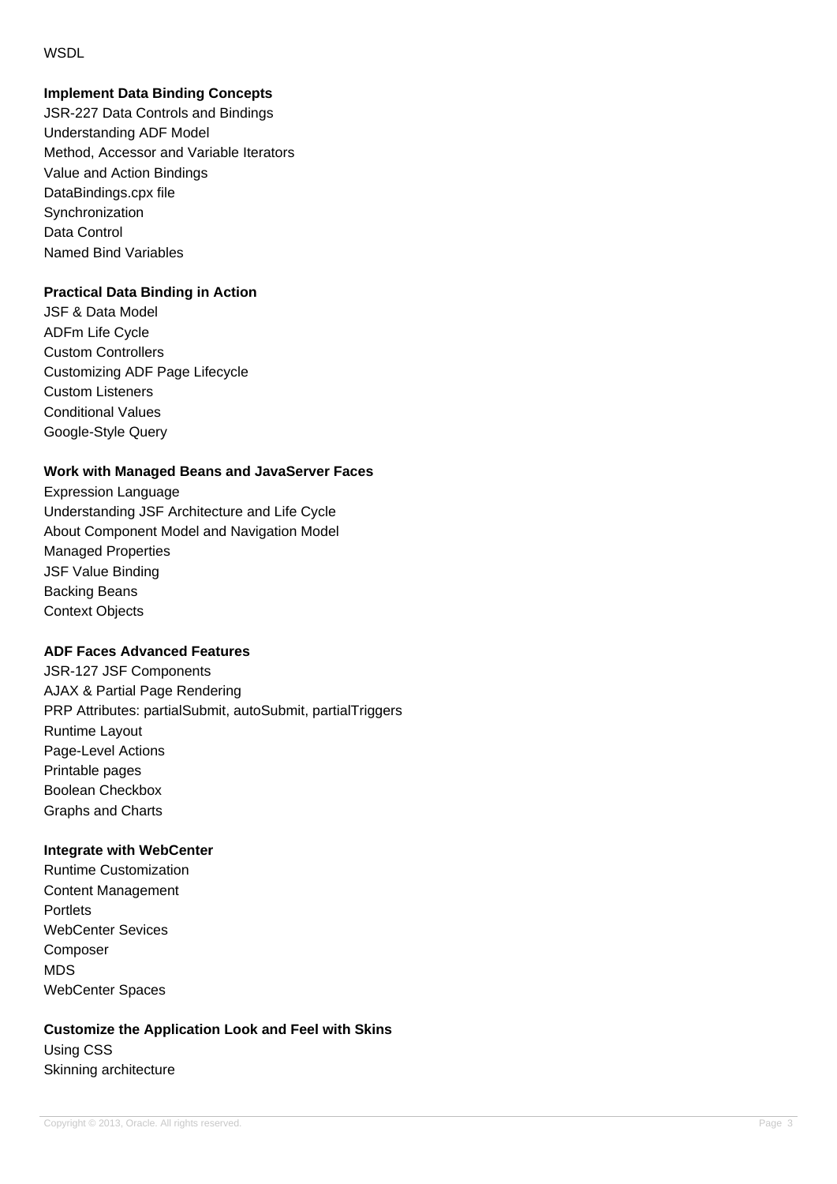WSDL

**Implement Data Binding Concepts**

JSR-227 Data Controls and Bindings
Understanding ADF Model
Method, Accessor and Variable Iterators
Value and Action Bindings
DataBindings.cpx file
Synchronization
Data Control
Named Bind Variables

**Practical Data Binding in Action**

JSF & Data Model
ADFm Life Cycle
Custom Controllers
Customizing ADF Page Lifecycle
Custom Listeners
Conditional Values
Google-Style Query

**Work with Managed Beans and JavaServer Faces**

Expression Language
Understanding JSF Architecture and Life Cycle
About Component Model and Navigation Model
Managed Properties
JSF Value Binding
Backing Beans
Context Objects

**ADF Faces Advanced Features**

JSR-127 JSF Components
AJAX & Partial Page Rendering
PRP Attributes: partialSubmit, autoSubmit, partialTriggers
Runtime Layout
Page-Level Actions
Printable pages
Boolean Checkbox
Graphs and Charts

**Integrate with WebCenter**

Runtime Customization
Content Management
Portlets
WebCenter Sevices
Composer
MDS
WebCenter Spaces

**Customize the Application Look and Feel with Skins**

Using CSS
Skinning architecture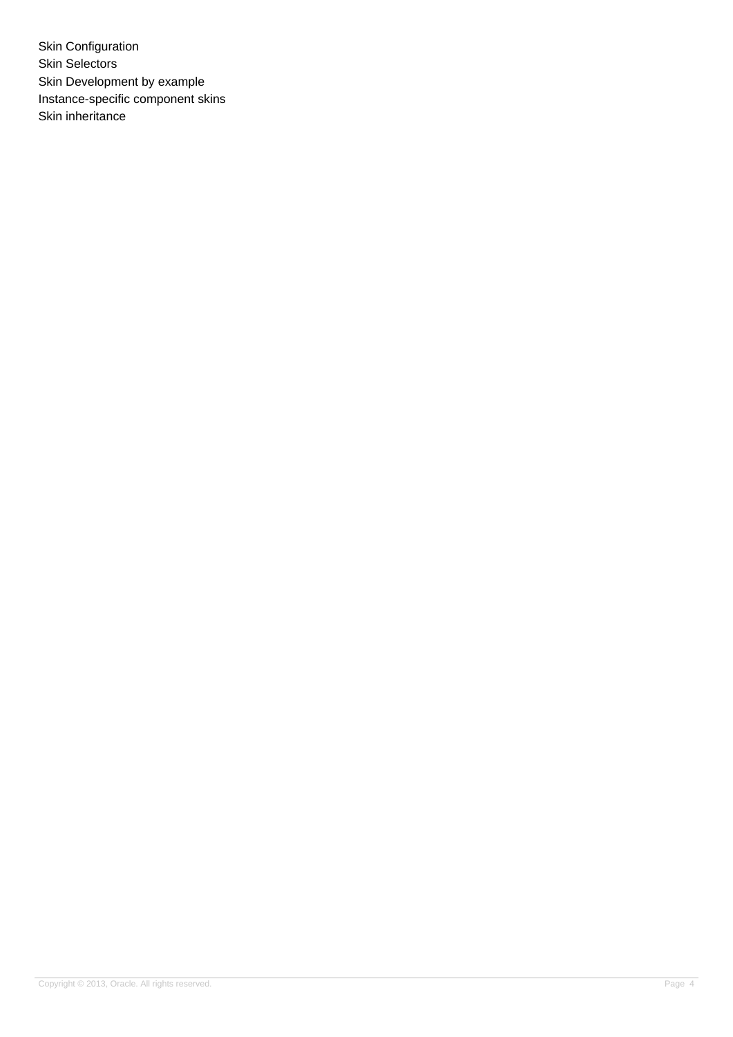Skin Configuration
Skin Selectors
Skin Development by example
Instance-specific component skins
Skin inheritance